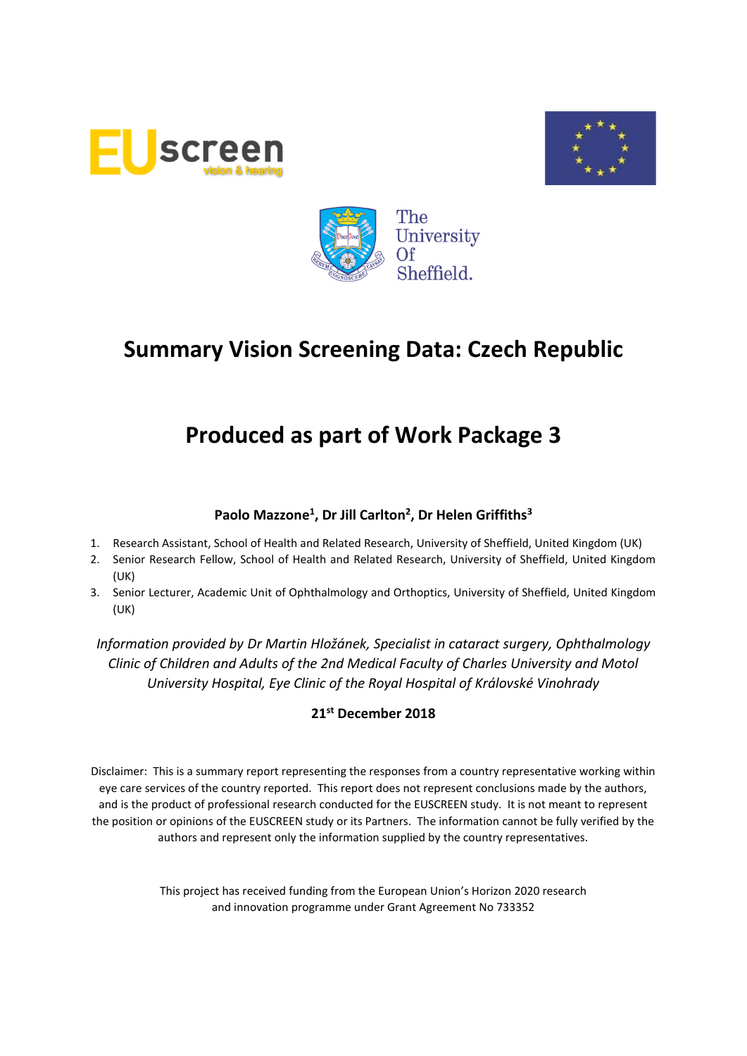# Summary Vision Screening Data: Czech Republic

# Produced as part of Work Package 3

**Paolo Mazzone[1], Dr Jill Carlton[2], Dr Helen Griffiths[3]**

1. Research Assistant, School of Health and Related Research, University of Sheffield, United Kingdom (UK)
2. Senior Research Fellow, School of Health and Related Research, University of Sheffield, United Kingdom (UK)
3. Senior Lecturer, Academic Unit of Ophthalmology and Orthoptics, University of Sheffield, United Kingdom (UK)

*Information provided by Dr Martin Hložánek, Specialist in cataract surgery, Ophthalmology Clinic of Children and Adults of the 2nd Medical Faculty of Charles University and Motol University Hospital, Eye Clinic of the Royal Hospital of Královské Vinohrady*

**21st December 2018**

Disclaimer: This is a summary report representing the responses from a country representative working within eye care services of the country reported. This report does not represent conclusions made by the authors, and is the product of professional research conducted for the EUSCREEN study. It is not meant to represent the position or opinions of the EUSCREEN study or its Partners. The information cannot be fully verified by the authors and represent only the information supplied by the country representatives.

This project has received funding from the European Union's Horizon 2020 research and innovation programme under Grant Agreement No 733352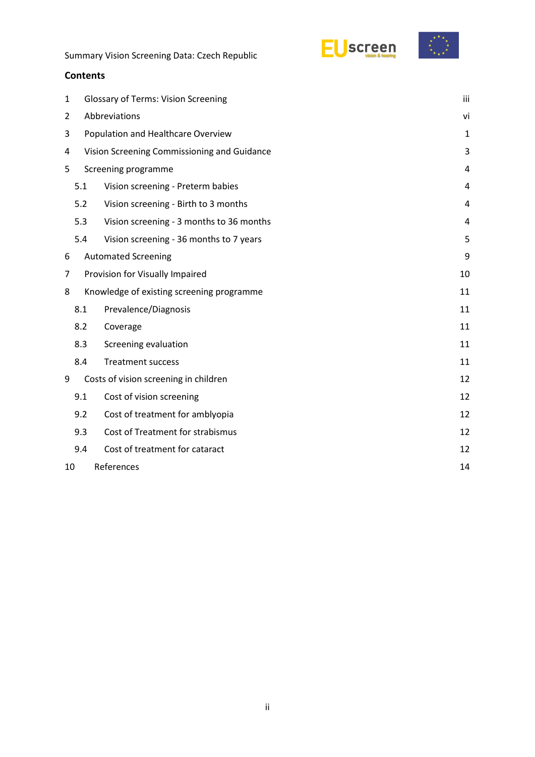## Contents

| | | |
|---|---|---|
| 1 | Glossary of Terms: Vision Screening | iii |
| 2 | Abbreviations | vi |
| 3 | Population and Healthcare Overview | 1 |
| 4 | Vision Screening Commissioning and Guidance | 3 |
| 5 | Screening programme | 4 |
| 5.1 | Vision screening - Preterm babies | 4 |
| 5.2 | Vision screening - Birth to 3 months | 4 |
| 5.3 | Vision screening - 3 months to 36 months | 4 |
| 5.4 | Vision screening - 36 months to 7 years | 5 |
| 6 | Automated Screening | 9 |
| 7 | Provision for Visually Impaired | 10 |
| 8 | Knowledge of existing screening programme | 11 |
| 8.1 | Prevalence/Diagnosis | 11 |
| 8.2 | Coverage | 11 |
| 8.3 | Screening evaluation | 11 |
| 8.4 | Treatment success | 11 |
| 9 | Costs of vision screening in children | 12 |
| 9.1 | Cost of vision screening | 12 |
| 9.2 | Cost of treatment for amblyopia | 12 |
| 9.3 | Cost of Treatment for strabismus | 12 |
| 9.4 | Cost of treatment for cataract | 12 |
| 10 | References | 14 |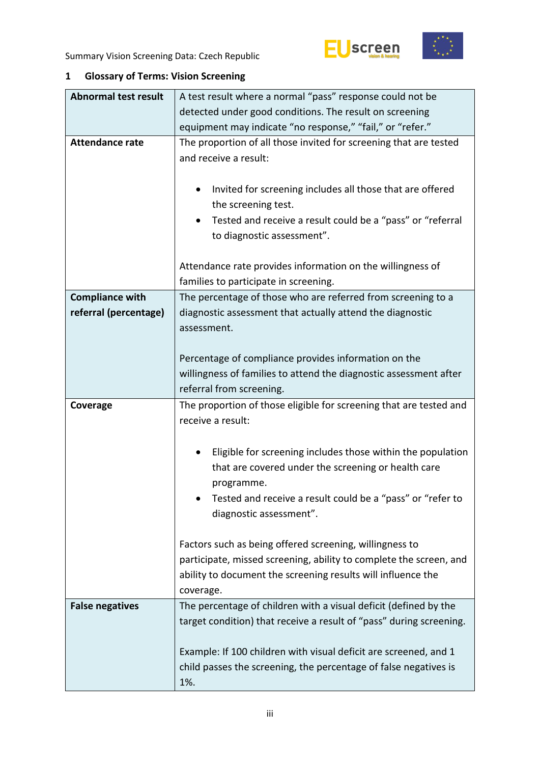## 1 Glossary of Terms: Vision Screening

| | |
|---|---|
| **Abnormal test result** | A test result where a normal "pass" response could not be detected under good conditions. The result on screening equipment may indicate "no response," "fail," or "refer." |
| **Attendance rate** | The proportion of all those invited for screening that are tested and receive a result:<br><br>• Invited for screening includes all those that are offered the screening test.<br>• Tested and receive a result could be a "pass" or "referral to diagnostic assessment".<br><br>Attendance rate provides information on the willingness of families to participate in screening. |
| **Compliance with referral (percentage)** | The percentage of those who are referred from screening to a diagnostic assessment that actually attend the diagnostic assessment.<br><br>Percentage of compliance provides information on the willingness of families to attend the diagnostic assessment after referral from screening. |
| **Coverage** | The proportion of those eligible for screening that are tested and receive a result:<br><br>• Eligible for screening includes those within the population that are covered under the screening or health care programme.<br>• Tested and receive a result could be a "pass" or "refer to diagnostic assessment".<br><br>Factors such as being offered screening, willingness to participate, missed screening, ability to complete the screen, and ability to document the screening results will influence the coverage. |
| **False negatives** | The percentage of children with a visual deficit (defined by the target condition) that receive a result of "pass" during screening.<br><br>Example: If 100 children with visual deficit are screened, and 1 child passes the screening, the percentage of false negatives is 1%. |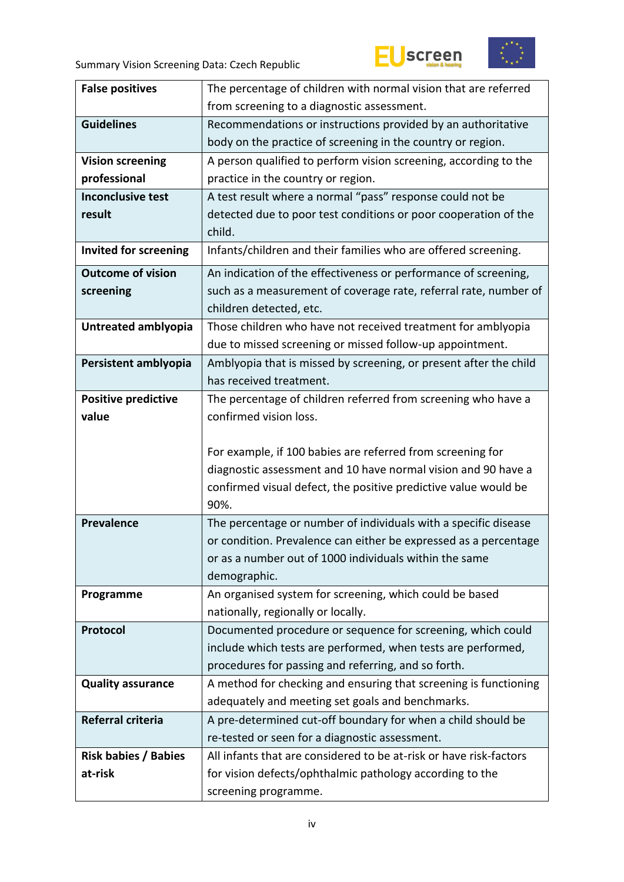| | |
|---|---|
| **False positives** | The percentage of children with normal vision that are referred from screening to a diagnostic assessment. |
| **Guidelines** | Recommendations or instructions provided by an authoritative body on the practice of screening in the country or region. |
| **Vision screening professional** | A person qualified to perform vision screening, according to the practice in the country or region. |
| **Inconclusive test result** | A test result where a normal "pass" response could not be detected due to poor test conditions or poor cooperation of the child. |
| **Invited for screening** | Infants/children and their families who are offered screening. |
| **Outcome of vision screening** | An indication of the effectiveness or performance of screening, such as a measurement of coverage rate, referral rate, number of children detected, etc. |
| **Untreated amblyopia** | Those children who have not received treatment for amblyopia due to missed screening or missed follow-up appointment. |
| **Persistent amblyopia** | Amblyopia that is missed by screening, or present after the child has received treatment. |
| **Positive predictive value** | The percentage of children referred from screening who have a confirmed vision loss.<br><br>For example, if 100 babies are referred from screening for diagnostic assessment and 10 have normal vision and 90 have a confirmed visual defect, the positive predictive value would be 90%. |
| **Prevalence** | The percentage or number of individuals with a specific disease or condition. Prevalence can either be expressed as a percentage or as a number out of 1000 individuals within the same demographic. |
| **Programme** | An organised system for screening, which could be based nationally, regionally or locally. |
| **Protocol** | Documented procedure or sequence for screening, which could include which tests are performed, when tests are performed, procedures for passing and referring, and so forth. |
| **Quality assurance** | A method for checking and ensuring that screening is functioning adequately and meeting set goals and benchmarks. |
| **Referral criteria** | A pre-determined cut-off boundary for when a child should be re-tested or seen for a diagnostic assessment. |
| **Risk babies / Babies at-risk** | All infants that are considered to be at-risk or have risk-factors for vision defects/ophthalmic pathology according to the screening programme. |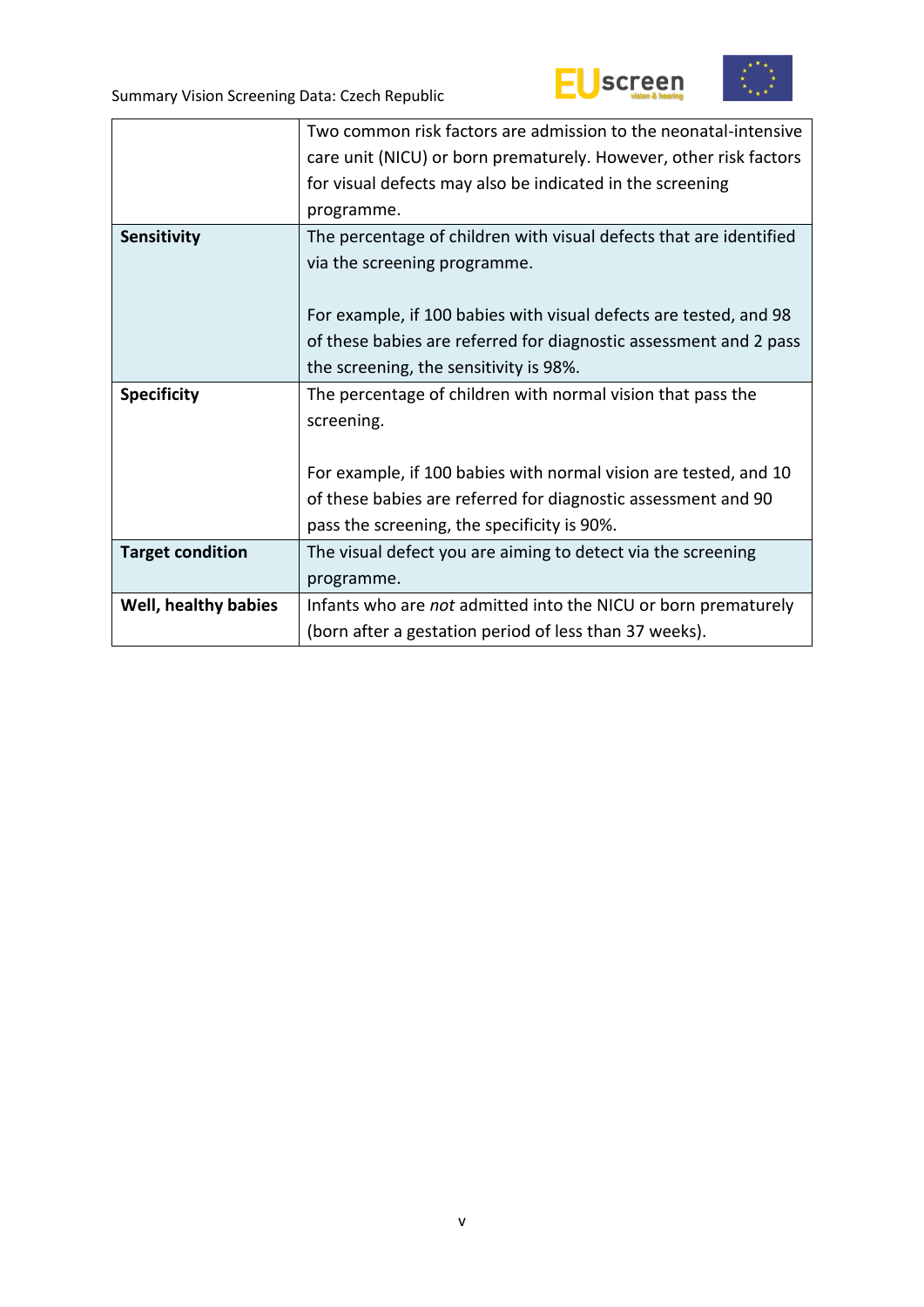| | |
|---|---|
| | Two common risk factors are admission to the neonatal-intensive care unit (NICU) or born prematurely. However, other risk factors for visual defects may also be indicated in the screening programme. |
| **Sensitivity** | The percentage of children with visual defects that are identified via the screening programme.<br><br>For example, if 100 babies with visual defects are tested, and 98 of these babies are referred for diagnostic assessment and 2 pass the screening, the sensitivity is 98%. |
| **Specificity** | The percentage of children with normal vision that pass the screening.<br><br>For example, if 100 babies with normal vision are tested, and 10 of these babies are referred for diagnostic assessment and 90 pass the screening, the specificity is 90%. |
| **Target condition** | The visual defect you are aiming to detect via the screening programme. |
| **Well, healthy babies** | Infants who are *not* admitted into the NICU or born prematurely (born after a gestation period of less than 37 weeks). |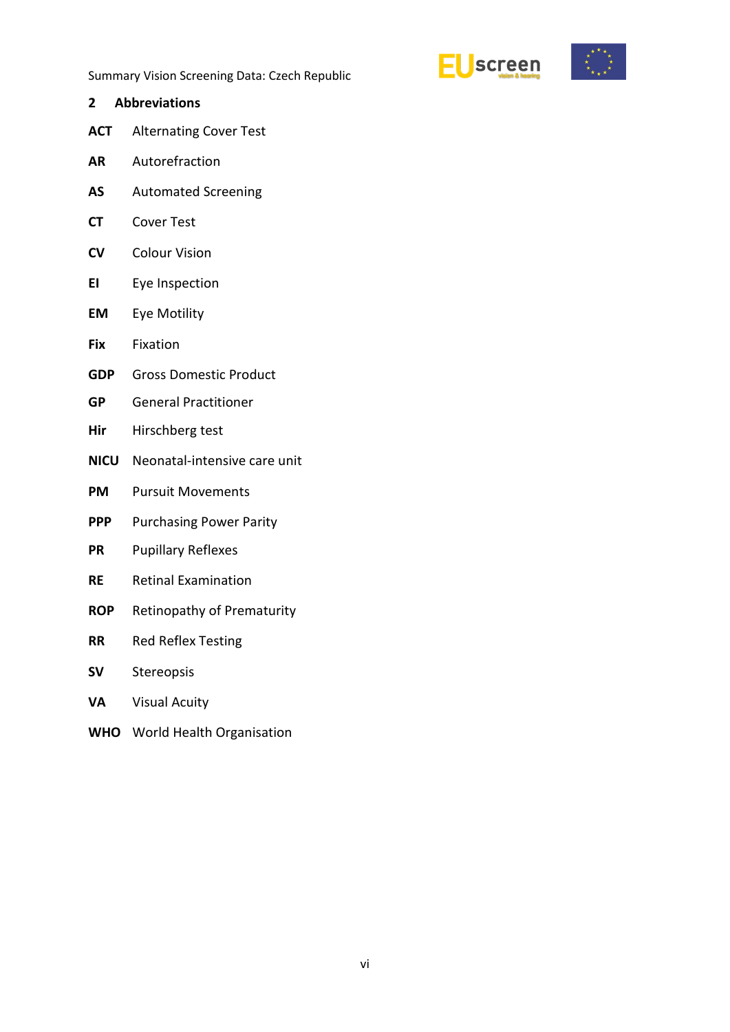## 2 Abbreviations

**ACT** Alternating Cover Test

**AR** Autorefraction

**AS** Automated Screening

**CT** Cover Test

**CV** Colour Vision

**EI** Eye Inspection

**EM** Eye Motility

**Fix** Fixation

**GDP** Gross Domestic Product

**GP** General Practitioner

**Hir** Hirschberg test

**NICU** Neonatal-intensive care unit

**PM** Pursuit Movements

**PPP** Purchasing Power Parity

**PR** Pupillary Reflexes

**RE** Retinal Examination

**ROP** Retinopathy of Prematurity

**RR** Red Reflex Testing

**SV** Stereopsis

**VA** Visual Acuity

**WHO** World Health Organisation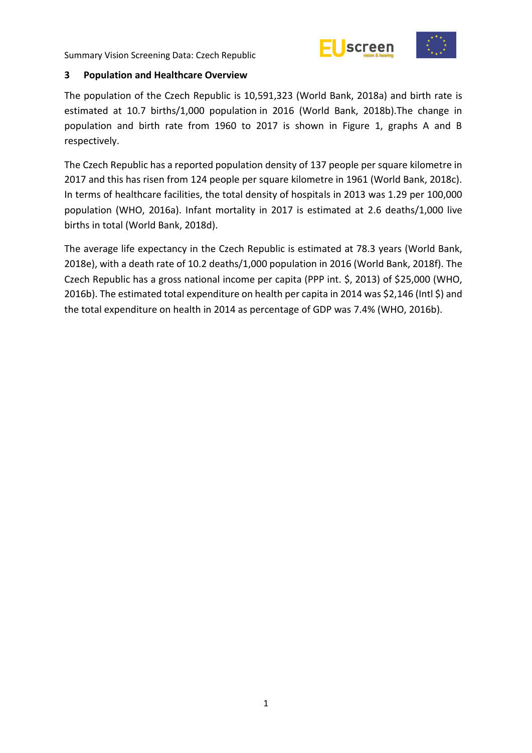## 3 Population and Healthcare Overview

The population of the Czech Republic is 10,591,323 (World Bank, 2018a) and birth rate is estimated at 10.7 births/1,000 population in 2016 (World Bank, 2018b).The change in population and birth rate from 1960 to 2017 is shown in Figure 1, graphs A and B respectively.

The Czech Republic has a reported population density of 137 people per square kilometre in 2017 and this has risen from 124 people per square kilometre in 1961 (World Bank, 2018c). In terms of healthcare facilities, the total density of hospitals in 2013 was 1.29 per 100,000 population (WHO, 2016a). Infant mortality in 2017 is estimated at 2.6 deaths/1,000 live births in total (World Bank, 2018d).

The average life expectancy in the Czech Republic is estimated at 78.3 years (World Bank, 2018e), with a death rate of 10.2 deaths/1,000 population in 2016 (World Bank, 2018f). The Czech Republic has a gross national income per capita (PPP int. $, 2013) of $25,000 (WHO, 2016b). The estimated total expenditure on health per capita in 2014 was $2,146 (Intl $) and the total expenditure on health in 2014 as percentage of GDP was 7.4% (WHO, 2016b).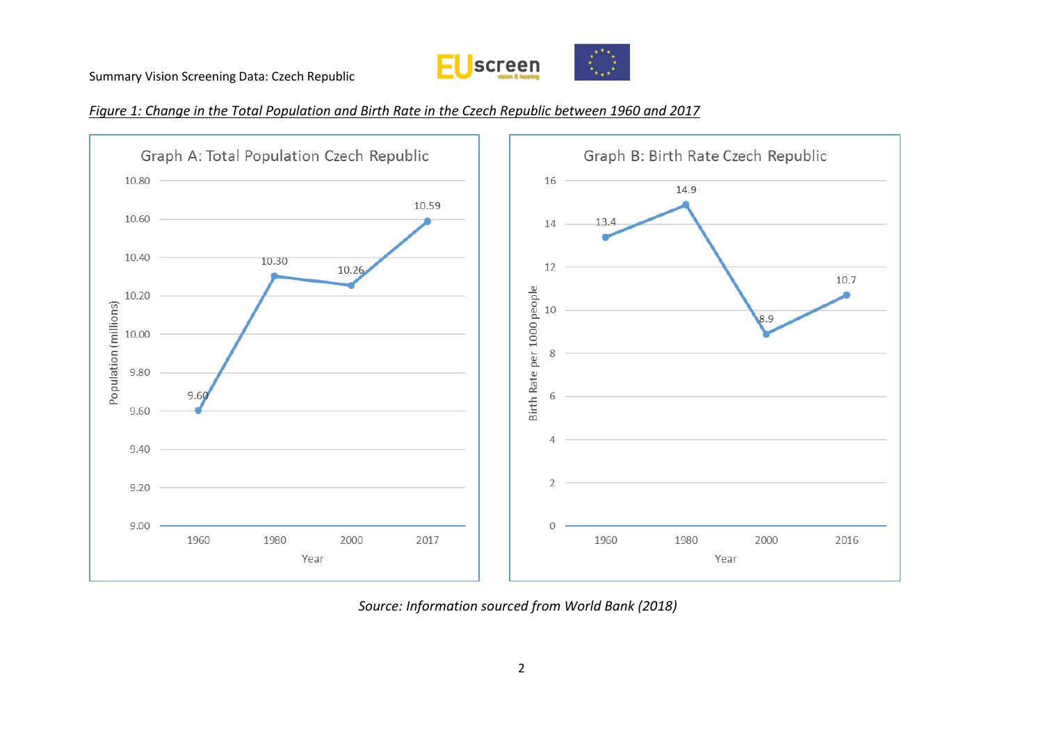*Figure 1: Change in the Total Population and Birth Rate in the Czech Republic between 1960 and 2017*

**Graph A: Total Population Czech Republic**

| Year | Population (millions) |
| --- | --- |
| 1960 | 9.60 |
| 1980 | 10.30 |
| 2000 | 10.26 |
| 2017 | 10.59 |

**Graph B: Birth Rate Czech Republic**

| Year | Birth Rate per 1000 people |
| --- | --- |
| 1960 | 13.4 |
| 1980 | 14.9 |
| 2000 | 8.9 |
| 2016 | 10.7 |

*Source: Information sourced from World Bank (2018)*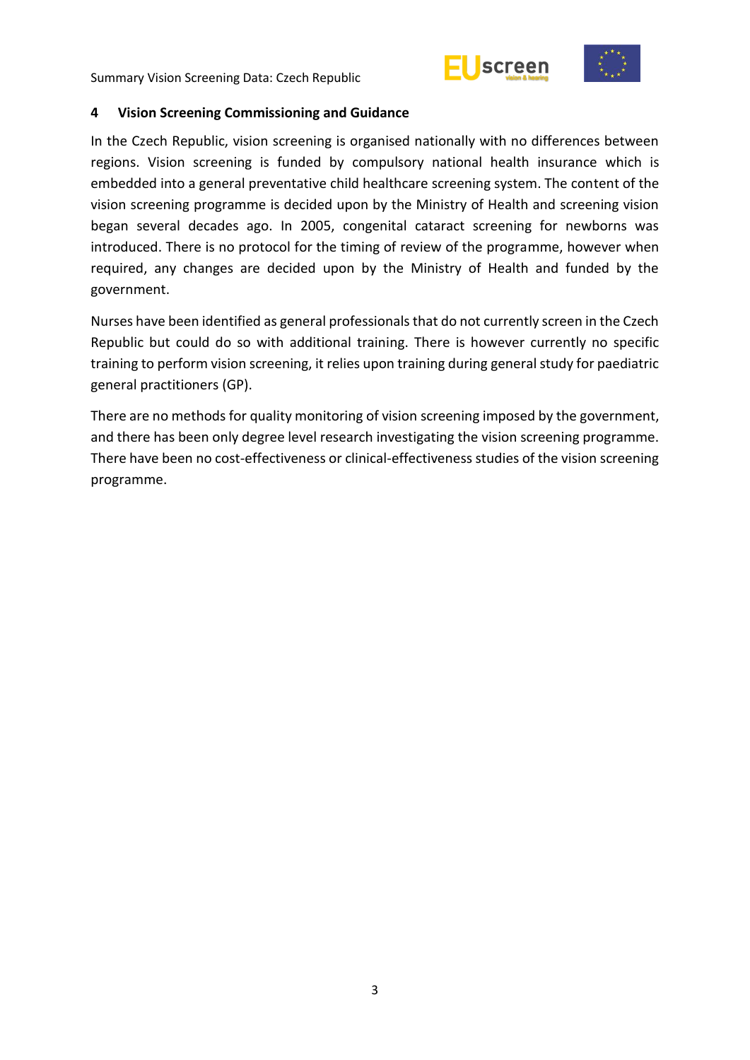## 4 Vision Screening Commissioning and Guidance

In the Czech Republic, vision screening is organised nationally with no differences between regions. Vision screening is funded by compulsory national health insurance which is embedded into a general preventative child healthcare screening system. The content of the vision screening programme is decided upon by the Ministry of Health and screening vision began several decades ago. In 2005, congenital cataract screening for newborns was introduced. There is no protocol for the timing of review of the programme, however when required, any changes are decided upon by the Ministry of Health and funded by the government.

Nurses have been identified as general professionals that do not currently screen in the Czech Republic but could do so with additional training. There is however currently no specific training to perform vision screening, it relies upon training during general study for paediatric general practitioners (GP).

There are no methods for quality monitoring of vision screening imposed by the government, and there has been only degree level research investigating the vision screening programme. There have been no cost-effectiveness or clinical-effectiveness studies of the vision screening programme.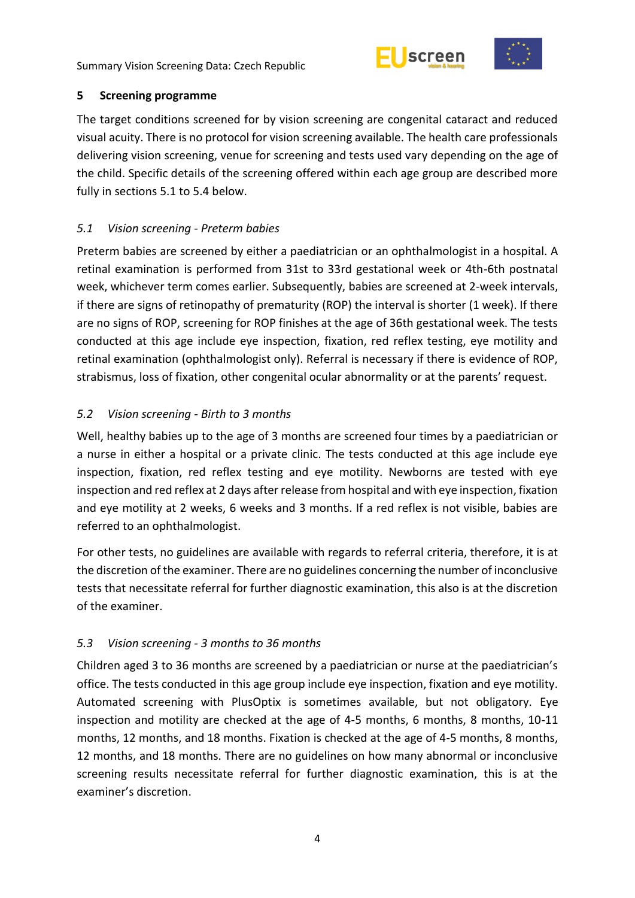## 5 Screening programme

The target conditions screened for by vision screening are congenital cataract and reduced visual acuity. There is no protocol for vision screening available. The health care professionals delivering vision screening, venue for screening and tests used vary depending on the age of the child. Specific details of the screening offered within each age group are described more fully in sections 5.1 to 5.4 below.

### *5.1 Vision screening - Preterm babies*

Preterm babies are screened by either a paediatrician or an ophthalmologist in a hospital. A retinal examination is performed from 31st to 33rd gestational week or 4th-6th postnatal week, whichever term comes earlier. Subsequently, babies are screened at 2-week intervals, if there are signs of retinopathy of prematurity (ROP) the interval is shorter (1 week). If there are no signs of ROP, screening for ROP finishes at the age of 36th gestational week. The tests conducted at this age include eye inspection, fixation, red reflex testing, eye motility and retinal examination (ophthalmologist only). Referral is necessary if there is evidence of ROP, strabismus, loss of fixation, other congenital ocular abnormality or at the parents' request.

### *5.2 Vision screening - Birth to 3 months*

Well, healthy babies up to the age of 3 months are screened four times by a paediatrician or a nurse in either a hospital or a private clinic. The tests conducted at this age include eye inspection, fixation, red reflex testing and eye motility. Newborns are tested with eye inspection and red reflex at 2 days after release from hospital and with eye inspection, fixation and eye motility at 2 weeks, 6 weeks and 3 months. If a red reflex is not visible, babies are referred to an ophthalmologist.

For other tests, no guidelines are available with regards to referral criteria, therefore, it is at the discretion of the examiner. There are no guidelines concerning the number of inconclusive tests that necessitate referral for further diagnostic examination, this also is at the discretion of the examiner.

### *5.3 Vision screening - 3 months to 36 months*

Children aged 3 to 36 months are screened by a paediatrician or nurse at the paediatrician's office. The tests conducted in this age group include eye inspection, fixation and eye motility. Automated screening with PlusOptix is sometimes available, but not obligatory. Eye inspection and motility are checked at the age of 4-5 months, 6 months, 8 months, 10-11 months, 12 months, and 18 months. Fixation is checked at the age of 4-5 months, 8 months, 12 months, and 18 months. There are no guidelines on how many abnormal or inconclusive screening results necessitate referral for further diagnostic examination, this is at the examiner's discretion.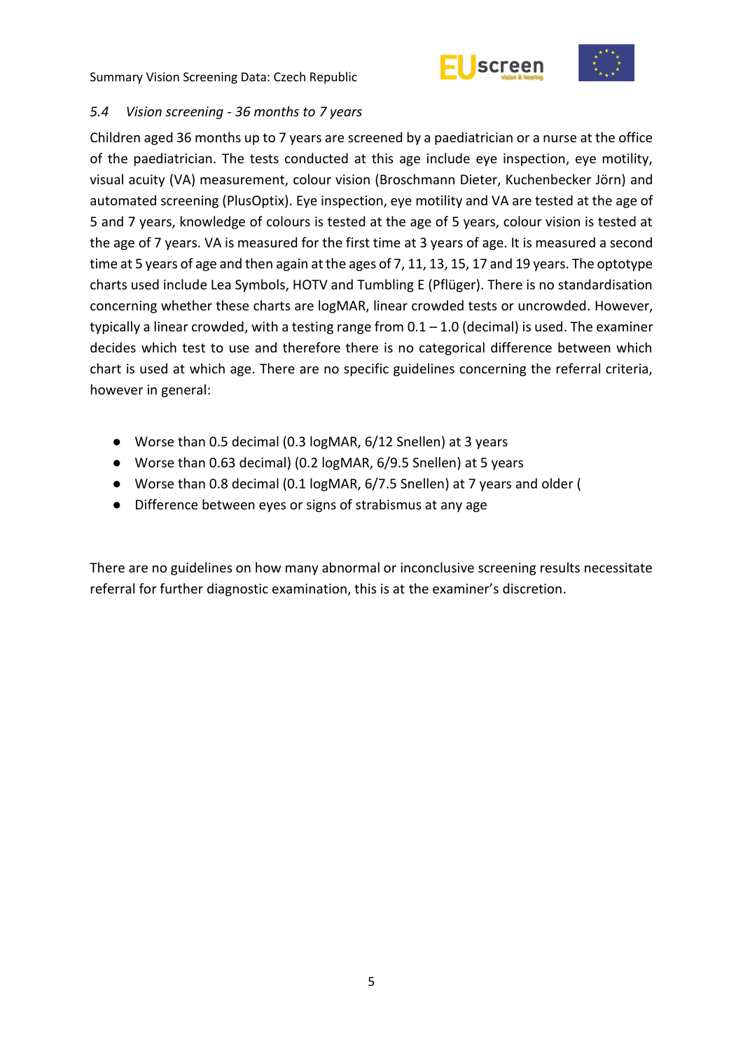### *5.4 Vision screening - 36 months to 7 years*

Children aged 36 months up to 7 years are screened by a paediatrician or a nurse at the office of the paediatrician. The tests conducted at this age include eye inspection, eye motility, visual acuity (VA) measurement, colour vision (Broschmann Dieter, Kuchenbecker Jörn) and automated screening (PlusOptix). Eye inspection, eye motility and VA are tested at the age of 5 and 7 years, knowledge of colours is tested at the age of 5 years, colour vision is tested at the age of 7 years. VA is measured for the first time at 3 years of age. It is measured a second time at 5 years of age and then again at the ages of 7, 11, 13, 15, 17 and 19 years. The optotype charts used include Lea Symbols, HOTV and Tumbling E (Pflüger). There is no standardisation concerning whether these charts are logMAR, linear crowded tests or uncrowded. However, typically a linear crowded, with a testing range from 0.1 – 1.0 (decimal) is used. The examiner decides which test to use and therefore there is no categorical difference between which chart is used at which age. There are no specific guidelines concerning the referral criteria, however in general:

- Worse than 0.5 decimal (0.3 logMAR, 6/12 Snellen) at 3 years
- Worse than 0.63 decimal) (0.2 logMAR, 6/9.5 Snellen) at 5 years
- Worse than 0.8 decimal (0.1 logMAR, 6/7.5 Snellen) at 7 years and older (
- Difference between eyes or signs of strabismus at any age

There are no guidelines on how many abnormal or inconclusive screening results necessitate referral for further diagnostic examination, this is at the examiner's discretion.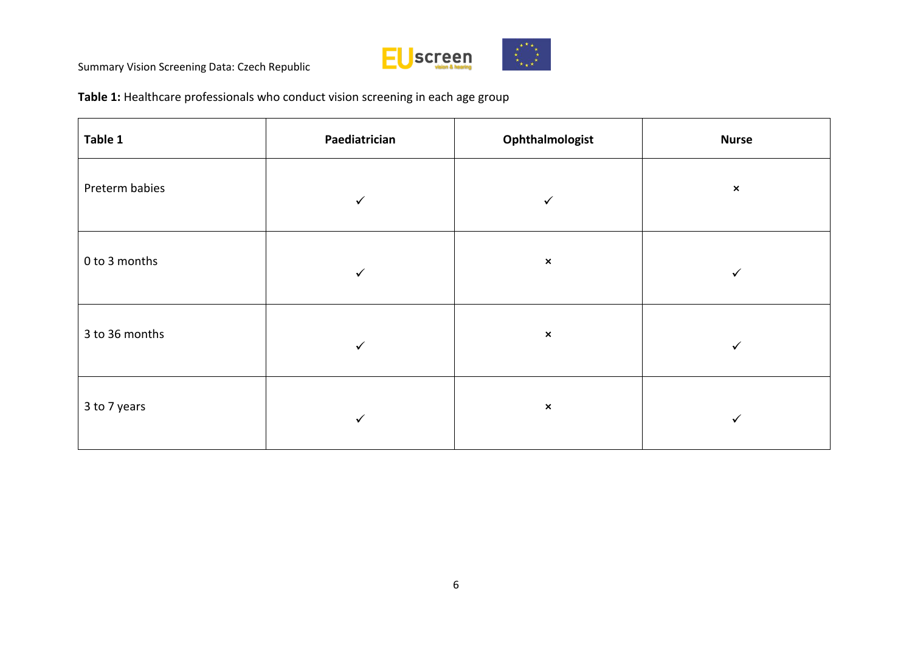**Table 1:** Healthcare professionals who conduct vision screening in each age group

| Table 1 | Paediatrician | Ophthalmologist | Nurse |
|---|---|---|---|
| Preterm babies | ✓ | ✓ | × |
| 0 to 3 months | ✓ | × | ✓ |
| 3 to 36 months | ✓ | × | ✓ |
| 3 to 7 years | ✓ | × | ✓ |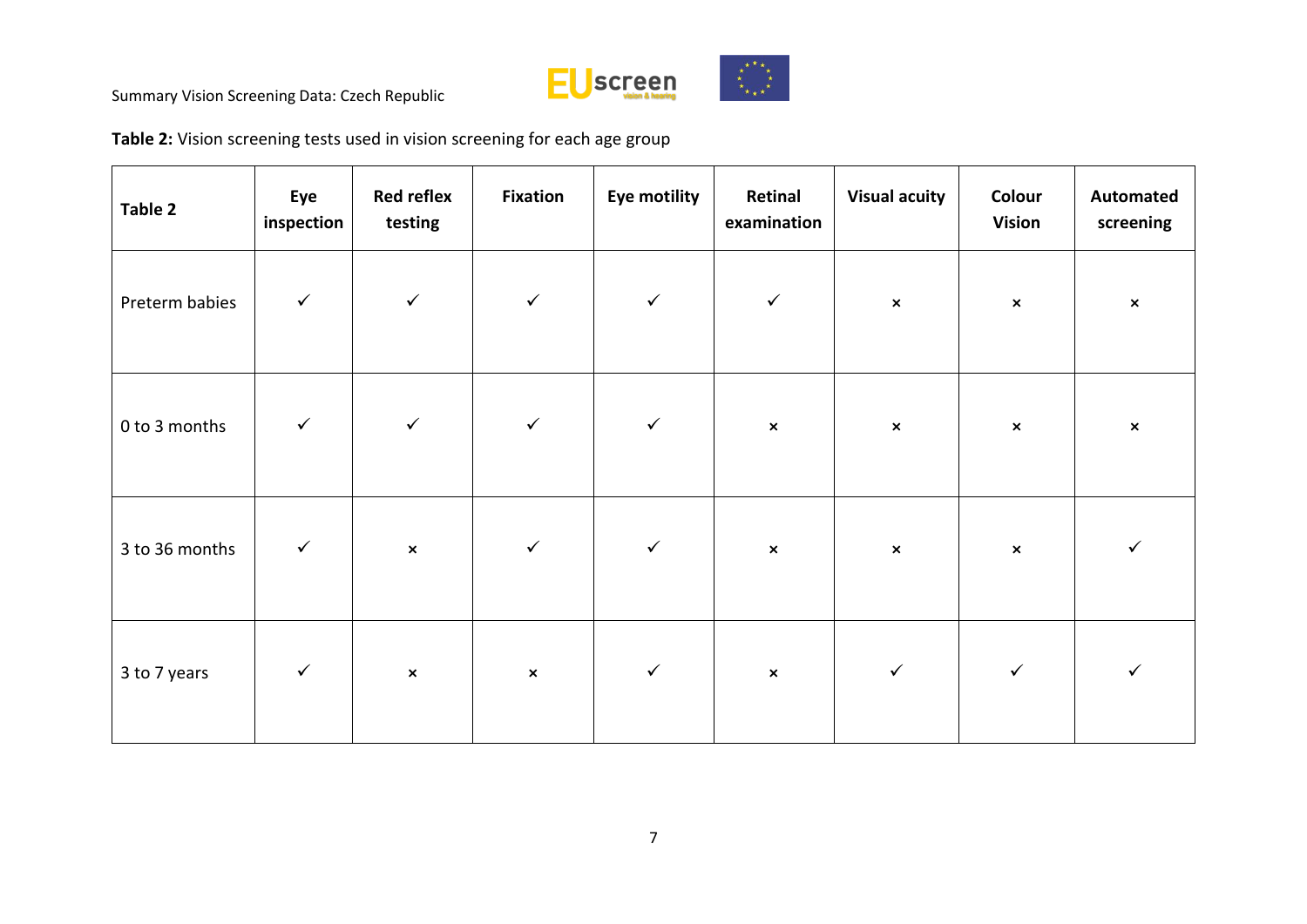**Table 2:** Vision screening tests used in vision screening for each age group

| Table 2 | Eye inspection | Red reflex testing | Fixation | Eye motility | Retinal examination | Visual acuity | Colour Vision | Automated screening |
|---|---|---|---|---|---|---|---|---|
| Preterm babies | ✓ | ✓ | ✓ | ✓ | ✓ | × | × | × |
| 0 to 3 months | ✓ | ✓ | ✓ | ✓ | × | × | × | × |
| 3 to 36 months | ✓ | × | ✓ | ✓ | × | × | × | ✓ |
| 3 to 7 years | ✓ | × | × | ✓ | × | ✓ | ✓ | ✓ |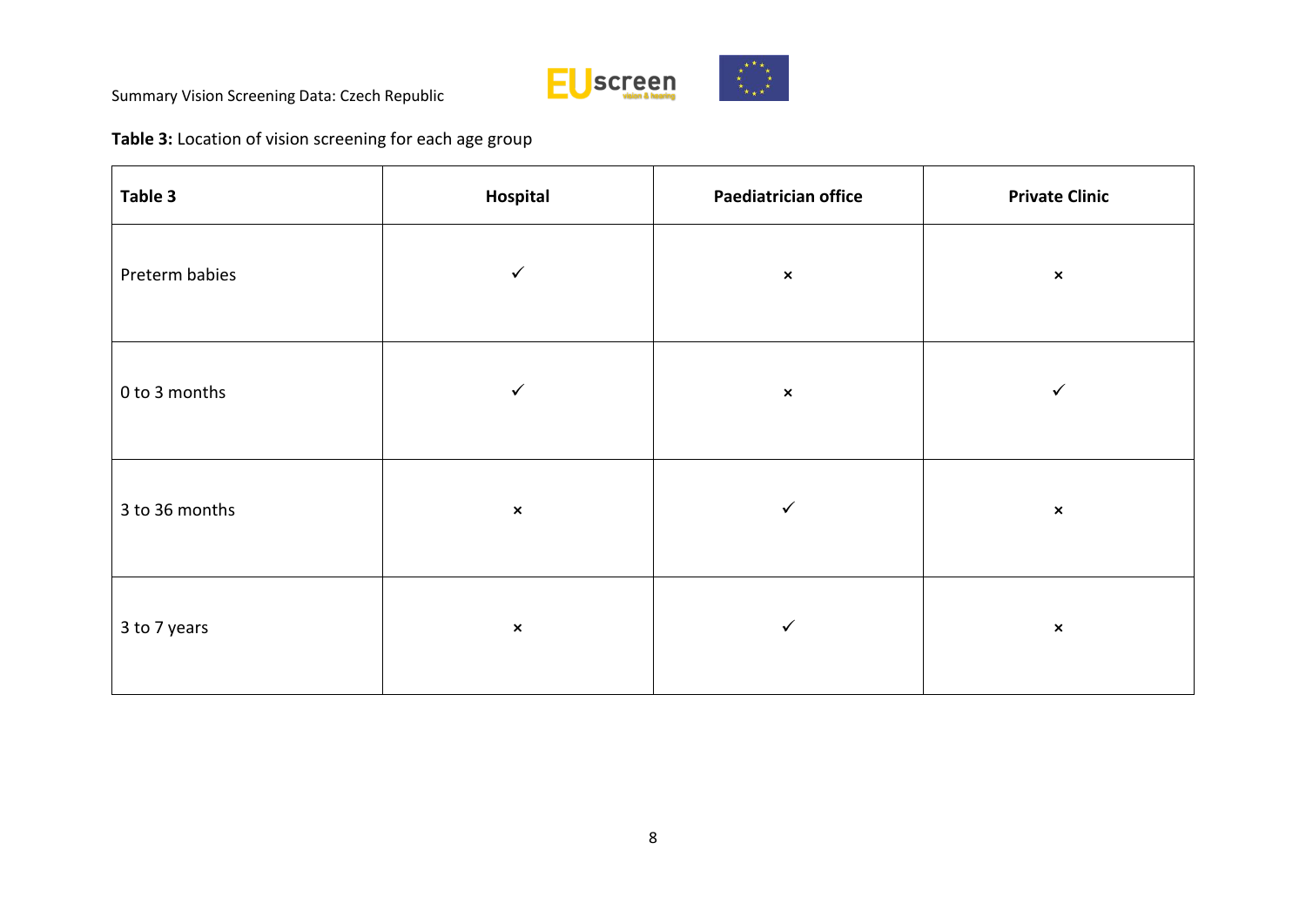**Table 3:** Location of vision screening for each age group

| Table 3 | Hospital | Paediatrician office | Private Clinic |
|---|---|---|---|
| Preterm babies | ✓ | × | × |
| 0 to 3 months | ✓ | × | ✓ |
| 3 to 36 months | × | ✓ | × |
| 3 to 7 years | × | ✓ | × |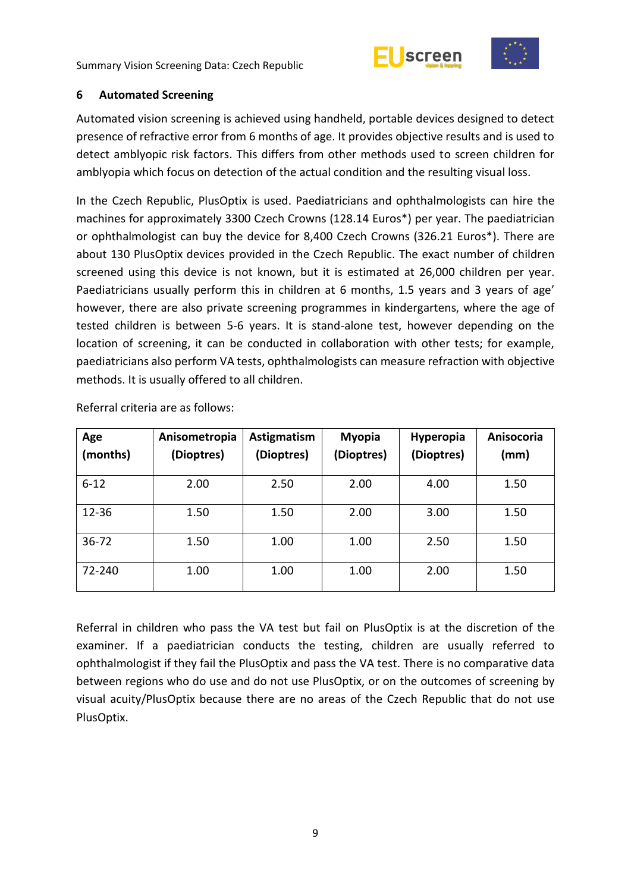## 6 Automated Screening

Automated vision screening is achieved using handheld, portable devices designed to detect presence of refractive error from 6 months of age. It provides objective results and is used to detect amblyopic risk factors. This differs from other methods used to screen children for amblyopia which focus on detection of the actual condition and the resulting visual loss.

In the Czech Republic, PlusOptix is used. Paediatricians and ophthalmologists can hire the machines for approximately 3300 Czech Crowns (128.14 Euros*) per year. The paediatrician or ophthalmologist can buy the device for 8,400 Czech Crowns (326.21 Euros*). There are about 130 PlusOptix devices provided in the Czech Republic. The exact number of children screened using this device is not known, but it is estimated at 26,000 children per year. Paediatricians usually perform this in children at 6 months, 1.5 years and 3 years of age' however, there are also private screening programmes in kindergartens, where the age of tested children is between 5-6 years. It is stand-alone test, however depending on the location of screening, it can be conducted in collaboration with other tests; for example, paediatricians also perform VA tests, ophthalmologists can measure refraction with objective methods. It is usually offered to all children.

Referral criteria are as follows:

| Age (months) | Anisometropia (Dioptres) | Astigmatism (Dioptres) | Myopia (Dioptres) | Hyperopia (Dioptres) | Anisocoria (mm) |
|---|---|---|---|---|---|
| 6-12 | 2.00 | 2.50 | 2.00 | 4.00 | 1.50 |
| 12-36 | 1.50 | 1.50 | 2.00 | 3.00 | 1.50 |
| 36-72 | 1.50 | 1.00 | 1.00 | 2.50 | 1.50 |
| 72-240 | 1.00 | 1.00 | 1.00 | 2.00 | 1.50 |

Referral in children who pass the VA test but fail on PlusOptix is at the discretion of the examiner. If a paediatrician conducts the testing, children are usually referred to ophthalmologist if they fail the PlusOptix and pass the VA test. There is no comparative data between regions who do use and do not use PlusOptix, or on the outcomes of screening by visual acuity/PlusOptix because there are no areas of the Czech Republic that do not use PlusOptix.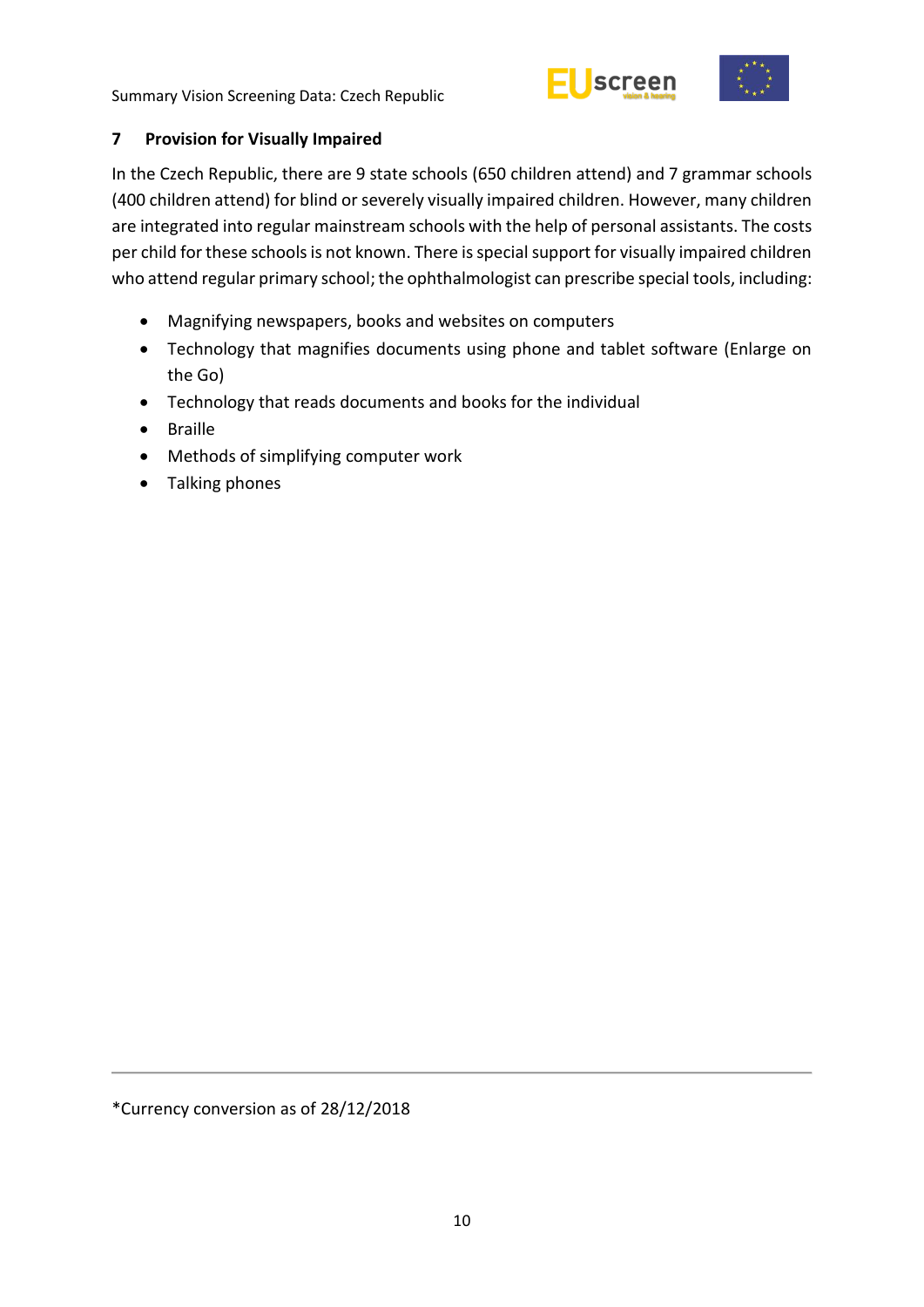## 7 Provision for Visually Impaired

In the Czech Republic, there are 9 state schools (650 children attend) and 7 grammar schools (400 children attend) for blind or severely visually impaired children. However, many children are integrated into regular mainstream schools with the help of personal assistants. The costs per child for these schools is not known. There is special support for visually impaired children who attend regular primary school; the ophthalmologist can prescribe special tools, including:

- Magnifying newspapers, books and websites on computers
- Technology that magnifies documents using phone and tablet software (Enlarge on the Go)
- Technology that reads documents and books for the individual
- Braille
- Methods of simplifying computer work
- Talking phones

*Currency conversion as of 28/12/2018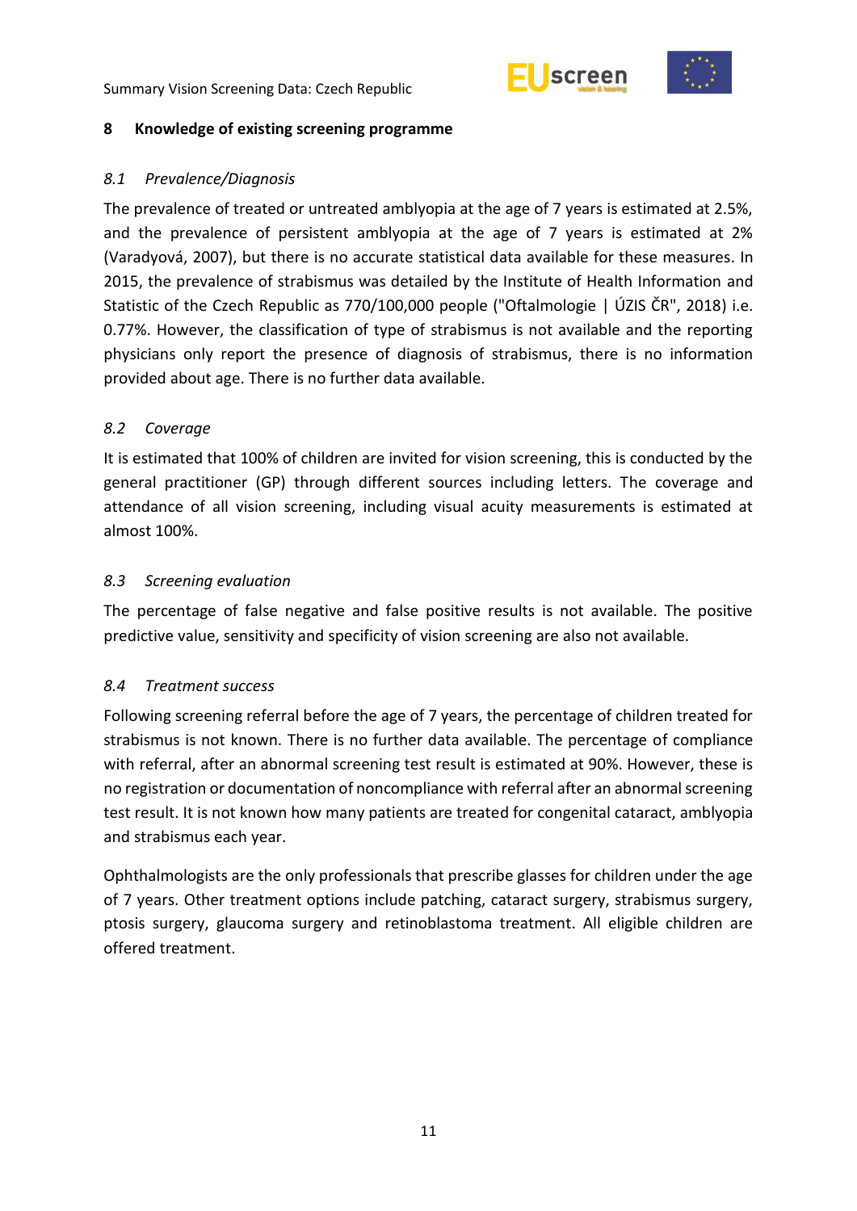## 8 Knowledge of existing screening programme

### *8.1 Prevalence/Diagnosis*

The prevalence of treated or untreated amblyopia at the age of 7 years is estimated at 2.5%, and the prevalence of persistent amblyopia at the age of 7 years is estimated at 2% (Varadyová, 2007), but there is no accurate statistical data available for these measures. In 2015, the prevalence of strabismus was detailed by the Institute of Health Information and Statistic of the Czech Republic as 770/100,000 people ("Oftalmologie | ÚZIS ČR", 2018) i.e. 0.77%. However, the classification of type of strabismus is not available and the reporting physicians only report the presence of diagnosis of strabismus, there is no information provided about age. There is no further data available.

### *8.2 Coverage*

It is estimated that 100% of children are invited for vision screening, this is conducted by the general practitioner (GP) through different sources including letters. The coverage and attendance of all vision screening, including visual acuity measurements is estimated at almost 100%.

### *8.3 Screening evaluation*

The percentage of false negative and false positive results is not available. The positive predictive value, sensitivity and specificity of vision screening are also not available.

### *8.4 Treatment success*

Following screening referral before the age of 7 years, the percentage of children treated for strabismus is not known. There is no further data available. The percentage of compliance with referral, after an abnormal screening test result is estimated at 90%. However, these is no registration or documentation of noncompliance with referral after an abnormal screening test result. It is not known how many patients are treated for congenital cataract, amblyopia and strabismus each year.

Ophthalmologists are the only professionals that prescribe glasses for children under the age of 7 years. Other treatment options include patching, cataract surgery, strabismus surgery, ptosis surgery, glaucoma surgery and retinoblastoma treatment. All eligible children are offered treatment.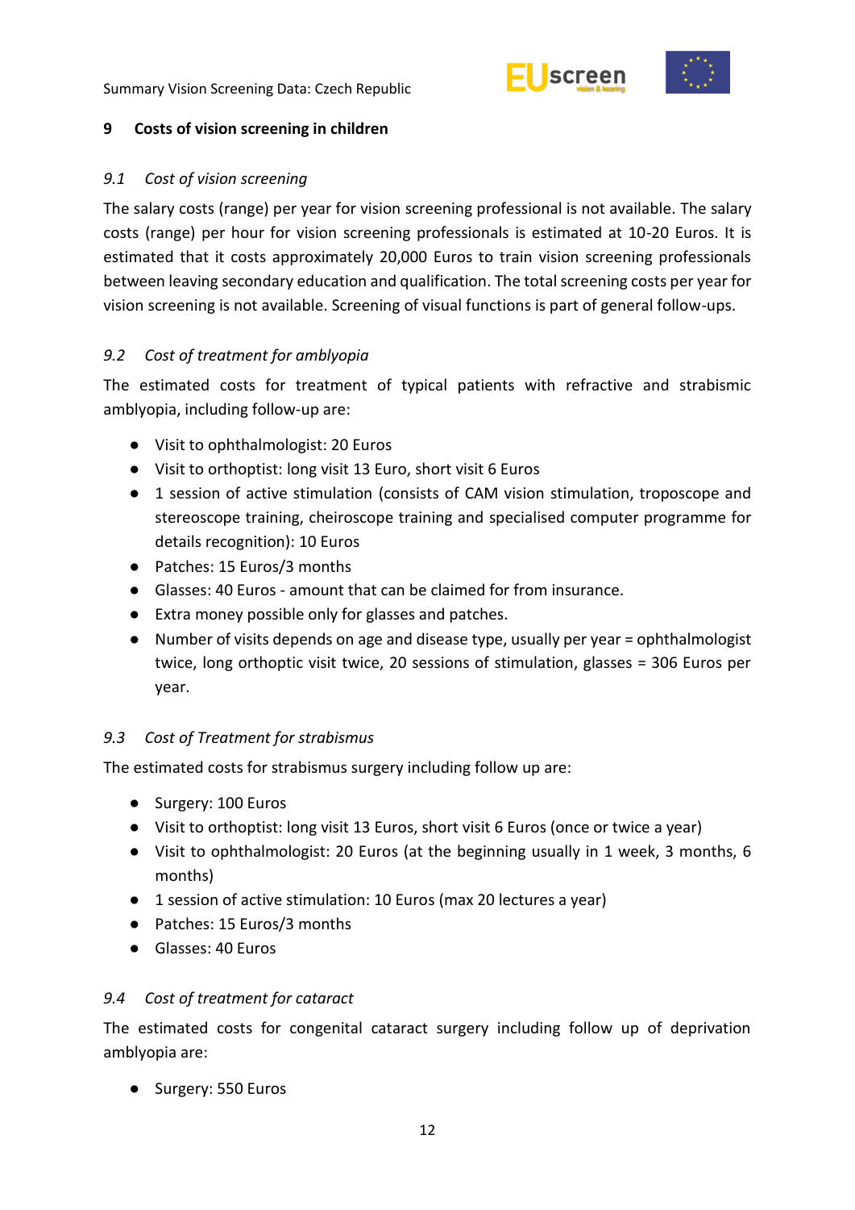## 9 Costs of vision screening in children

### *9.1 Cost of vision screening*

The salary costs (range) per year for vision screening professional is not available. The salary costs (range) per hour for vision screening professionals is estimated at 10-20 Euros. It is estimated that it costs approximately 20,000 Euros to train vision screening professionals between leaving secondary education and qualification. The total screening costs per year for vision screening is not available. Screening of visual functions is part of general follow-ups.

### *9.2 Cost of treatment for amblyopia*

The estimated costs for treatment of typical patients with refractive and strabismic amblyopia, including follow-up are:

- Visit to ophthalmologist: 20 Euros
- Visit to orthoptist: long visit 13 Euro, short visit 6 Euros
- 1 session of active stimulation (consists of CAM vision stimulation, troposcope and stereoscope training, cheiroscope training and specialised computer programme for details recognition): 10 Euros
- Patches: 15 Euros/3 months
- Glasses: 40 Euros - amount that can be claimed for from insurance.
- Extra money possible only for glasses and patches.
- Number of visits depends on age and disease type, usually per year = ophthalmologist twice, long orthoptic visit twice, 20 sessions of stimulation, glasses = 306 Euros per year.

### *9.3 Cost of Treatment for strabismus*

The estimated costs for strabismus surgery including follow up are:

- Surgery: 100 Euros
- Visit to orthoptist: long visit 13 Euros, short visit 6 Euros (once or twice a year)
- Visit to ophthalmologist: 20 Euros (at the beginning usually in 1 week, 3 months, 6 months)
- 1 session of active stimulation: 10 Euros (max 20 lectures a year)
- Patches: 15 Euros/3 months
- Glasses: 40 Euros

### *9.4 Cost of treatment for cataract*

The estimated costs for congenital cataract surgery including follow up of deprivation amblyopia are:

- Surgery: 550 Euros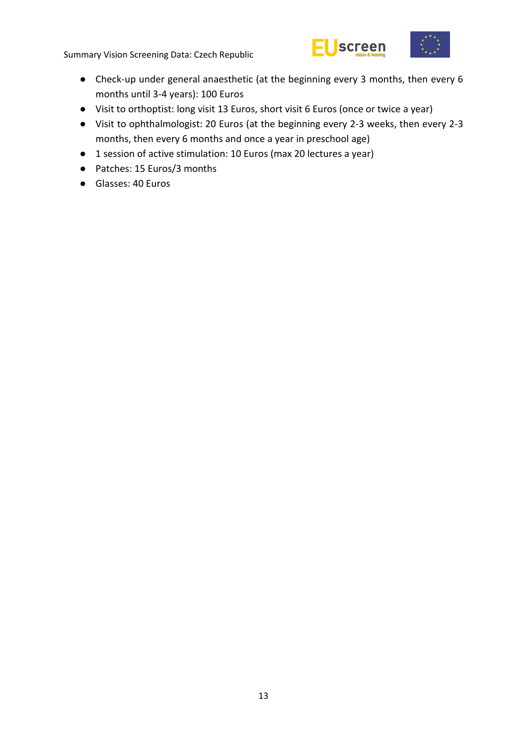- Check-up under general anaesthetic (at the beginning every 3 months, then every 6 months until 3-4 years): 100 Euros
- Visit to orthoptist: long visit 13 Euros, short visit 6 Euros (once or twice a year)
- Visit to ophthalmologist: 20 Euros (at the beginning every 2-3 weeks, then every 2-3 months, then every 6 months and once a year in preschool age)
- 1 session of active stimulation: 10 Euros (max 20 lectures a year)
- Patches: 15 Euros/3 months
- Glasses: 40 Euros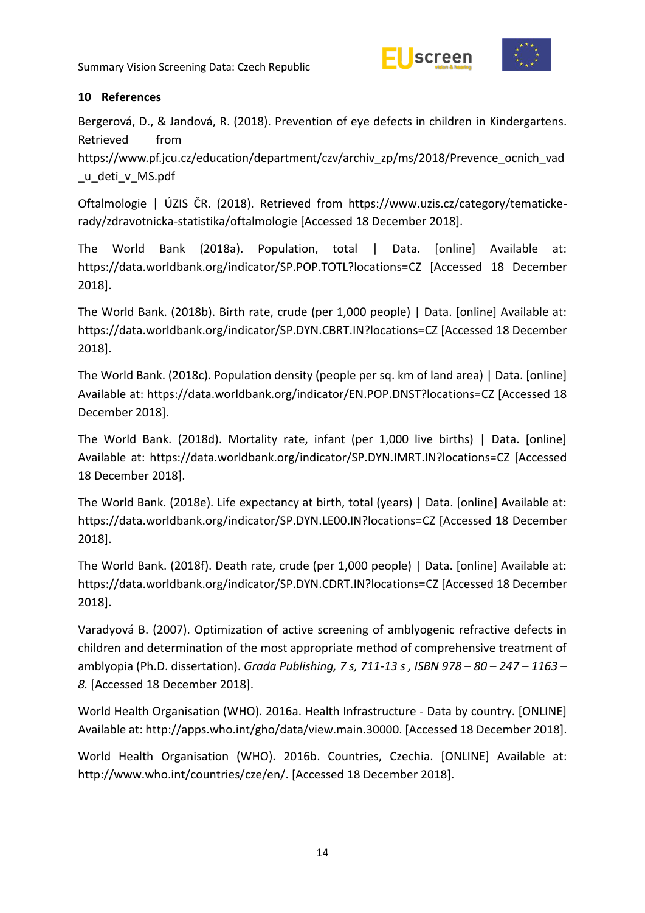## 10 References

Bergerová, D., & Jandová, R. (2018). Prevention of eye defects in children in Kindergartens. Retrieved from https://www.pf.jcu.cz/education/department/czv/archiv_zp/ms/2018/Prevence_ocnich_vad_u_deti_v_MS.pdf

Oftalmologie | ÚZIS ČR. (2018). Retrieved from https://www.uzis.cz/category/tematicke-rady/zdravotnicka-statistika/oftalmologie [Accessed 18 December 2018].

The World Bank (2018a). Population, total | Data. [online] Available at: https://data.worldbank.org/indicator/SP.POP.TOTL?locations=CZ [Accessed 18 December 2018].

The World Bank. (2018b). Birth rate, crude (per 1,000 people) | Data. [online] Available at: https://data.worldbank.org/indicator/SP.DYN.CBRT.IN?locations=CZ [Accessed 18 December 2018].

The World Bank. (2018c). Population density (people per sq. km of land area) | Data. [online] Available at: https://data.worldbank.org/indicator/EN.POP.DNST?locations=CZ [Accessed 18 December 2018].

The World Bank. (2018d). Mortality rate, infant (per 1,000 live births) | Data. [online] Available at: https://data.worldbank.org/indicator/SP.DYN.IMRT.IN?locations=CZ [Accessed 18 December 2018].

The World Bank. (2018e). Life expectancy at birth, total (years) | Data. [online] Available at: https://data.worldbank.org/indicator/SP.DYN.LE00.IN?locations=CZ [Accessed 18 December 2018].

The World Bank. (2018f). Death rate, crude (per 1,000 people) | Data. [online] Available at: https://data.worldbank.org/indicator/SP.DYN.CDRT.IN?locations=CZ [Accessed 18 December 2018].

Varadyová B. (2007). Optimization of active screening of amblyogenic refractive defects in children and determination of the most appropriate method of comprehensive treatment of amblyopia (Ph.D. dissertation). *Grada Publishing, 7 s, 711-13 s , ISBN 978 – 80 – 247 – 1163 – 8.* [Accessed 18 December 2018].

World Health Organisation (WHO). 2016a. Health Infrastructure - Data by country. [ONLINE] Available at: http://apps.who.int/gho/data/view.main.30000. [Accessed 18 December 2018].

World Health Organisation (WHO). 2016b. Countries, Czechia. [ONLINE] Available at: http://www.who.int/countries/cze/en/. [Accessed 18 December 2018].